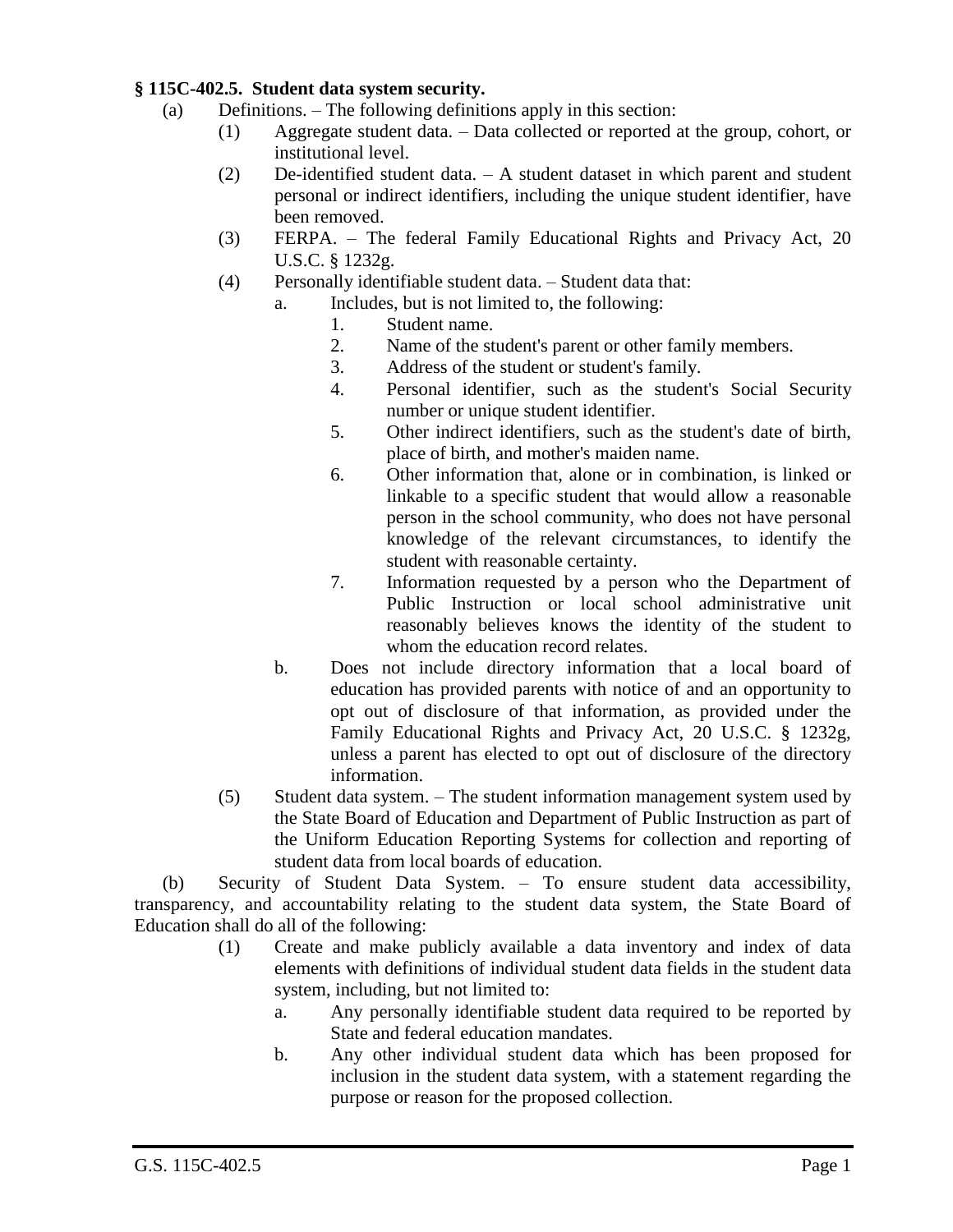**§ 115C-402.5. Student data system security.**

(a) Definitions. – The following definitions apply in this section:

(1) Aggregate student data. – Data collected or reported at the group, cohort, or institutional level.

(2) De-identified student data. – A student dataset in which parent and student personal or indirect identifiers, including the unique student identifier, have been removed.

(3) FERPA. – The federal Family Educational Rights and Privacy Act, 20 U.S.C. § 1232g.

(4) Personally identifiable student data. – Student data that:

a. Includes, but is not limited to, the following:

1. Student name.
2. Name of the student's parent or other family members.
3. Address of the student or student's family.
4. Personal identifier, such as the student's Social Security number or unique student identifier.
5. Other indirect identifiers, such as the student's date of birth, place of birth, and mother's maiden name.
6. Other information that, alone or in combination, is linked or linkable to a specific student that would allow a reasonable person in the school community, who does not have personal knowledge of the relevant circumstances, to identify the student with reasonable certainty.
7. Information requested by a person who the Department of Public Instruction or local school administrative unit reasonably believes knows the identity of the student to whom the education record relates.

b. Does not include directory information that a local board of education has provided parents with notice of and an opportunity to opt out of disclosure of that information, as provided under the Family Educational Rights and Privacy Act, 20 U.S.C. § 1232g, unless a parent has elected to opt out of disclosure of the directory information.

(5) Student data system. – The student information management system used by the State Board of Education and Department of Public Instruction as part of the Uniform Education Reporting Systems for collection and reporting of student data from local boards of education.

(b) Security of Student Data System. – To ensure student data accessibility, transparency, and accountability relating to the student data system, the State Board of Education shall do all of the following:

(1) Create and make publicly available a data inventory and index of data elements with definitions of individual student data fields in the student data system, including, but not limited to:

a. Any personally identifiable student data required to be reported by State and federal education mandates.

b. Any other individual student data which has been proposed for inclusion in the student data system, with a statement regarding the purpose or reason for the proposed collection.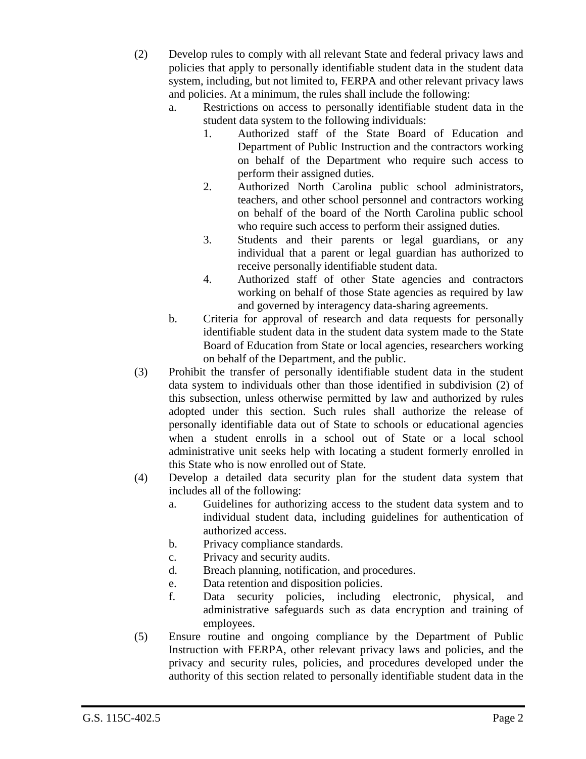(2) Develop rules to comply with all relevant State and federal privacy laws and policies that apply to personally identifiable student data in the student data system, including, but not limited to, FERPA and other relevant privacy laws and policies. At a minimum, the rules shall include the following:

a. Restrictions on access to personally identifiable student data in the student data system to the following individuals:

1. Authorized staff of the State Board of Education and Department of Public Instruction and the contractors working on behalf of the Department who require such access to perform their assigned duties.
2. Authorized North Carolina public school administrators, teachers, and other school personnel and contractors working on behalf of the board of the North Carolina public school who require such access to perform their assigned duties.
3. Students and their parents or legal guardians, or any individual that a parent or legal guardian has authorized to receive personally identifiable student data.
4. Authorized staff of other State agencies and contractors working on behalf of those State agencies as required by law and governed by interagency data-sharing agreements.

b. Criteria for approval of research and data requests for personally identifiable student data in the student data system made to the State Board of Education from State or local agencies, researchers working on behalf of the Department, and the public.

(3) Prohibit the transfer of personally identifiable student data in the student data system to individuals other than those identified in subdivision (2) of this subsection, unless otherwise permitted by law and authorized by rules adopted under this section. Such rules shall authorize the release of personally identifiable data out of State to schools or educational agencies when a student enrolls in a school out of State or a local school administrative unit seeks help with locating a student formerly enrolled in this State who is now enrolled out of State.

(4) Develop a detailed data security plan for the student data system that includes all of the following:

a. Guidelines for authorizing access to the student data system and to individual student data, including guidelines for authentication of authorized access.
b. Privacy compliance standards.
c. Privacy and security audits.
d. Breach planning, notification, and procedures.
e. Data retention and disposition policies.
f. Data security policies, including electronic, physical, and administrative safeguards such as data encryption and training of employees.

(5) Ensure routine and ongoing compliance by the Department of Public Instruction with FERPA, other relevant privacy laws and policies, and the privacy and security rules, policies, and procedures developed under the authority of this section related to personally identifiable student data in the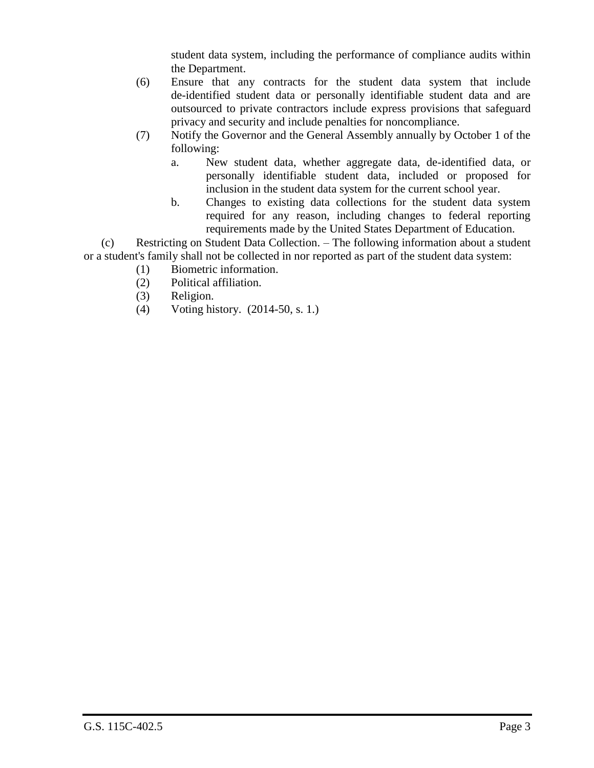student data system, including the performance of compliance audits within the Department.

(6) Ensure that any contracts for the student data system that include de-identified student data or personally identifiable student data and are outsourced to private contractors include express provisions that safeguard privacy and security and include penalties for noncompliance.

(7) Notify the Governor and the General Assembly annually by October 1 of the following:

a. New student data, whether aggregate data, de-identified data, or personally identifiable student data, included or proposed for inclusion in the student data system for the current school year.

b. Changes to existing data collections for the student data system required for any reason, including changes to federal reporting requirements made by the United States Department of Education.

(c) Restricting on Student Data Collection. – The following information about a student or a student's family shall not be collected in nor reported as part of the student data system:

(1) Biometric information.

(2) Political affiliation.

(3) Religion.

(4) Voting history. (2014-50, s. 1.)